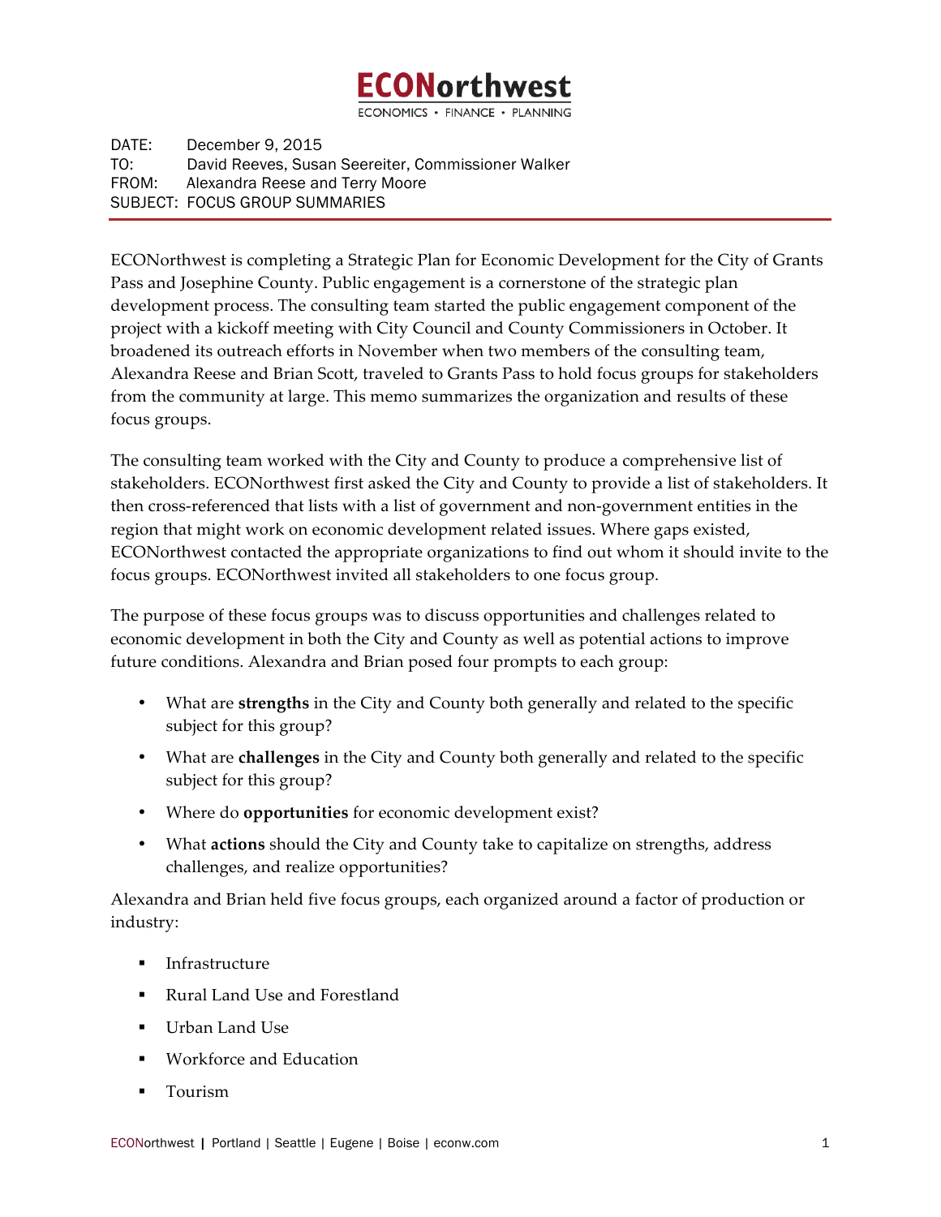# ECONorthwest

ECONOMICS • FINANCE • PLANNING

DATE: December 9, 2015
TO: David Reeves, Susan Seereiter, Commissioner Walker
FROM: Alexandra Reese and Terry Moore
SUBJECT: FOCUS GROUP SUMMARIES

ECONorthwest is completing a Strategic Plan for Economic Development for the City of Grants Pass and Josephine County. Public engagement is a cornerstone of the strategic plan development process. The consulting team started the public engagement component of the project with a kickoff meeting with City Council and County Commissioners in October. It broadened its outreach efforts in November when two members of the consulting team, Alexandra Reese and Brian Scott, traveled to Grants Pass to hold focus groups for stakeholders from the community at large. This memo summarizes the organization and results of these focus groups.

The consulting team worked with the City and County to produce a comprehensive list of stakeholders. ECONorthwest first asked the City and County to provide a list of stakeholders. It then cross-referenced that lists with a list of government and non-government entities in the region that might work on economic development related issues. Where gaps existed, ECONorthwest contacted the appropriate organizations to find out whom it should invite to the focus groups. ECONorthwest invited all stakeholders to one focus group.

The purpose of these focus groups was to discuss opportunities and challenges related to economic development in both the City and County as well as potential actions to improve future conditions. Alexandra and Brian posed four prompts to each group:

- What are **strengths** in the City and County both generally and related to the specific subject for this group?
- What are **challenges** in the City and County both generally and related to the specific subject for this group?
- Where do **opportunities** for economic development exist?
- What **actions** should the City and County take to capitalize on strengths, address challenges, and realize opportunities?

Alexandra and Brian held five focus groups, each organized around a factor of production or industry:

- Infrastructure
- Rural Land Use and Forestland
- Urban Land Use
- Workforce and Education
- Tourism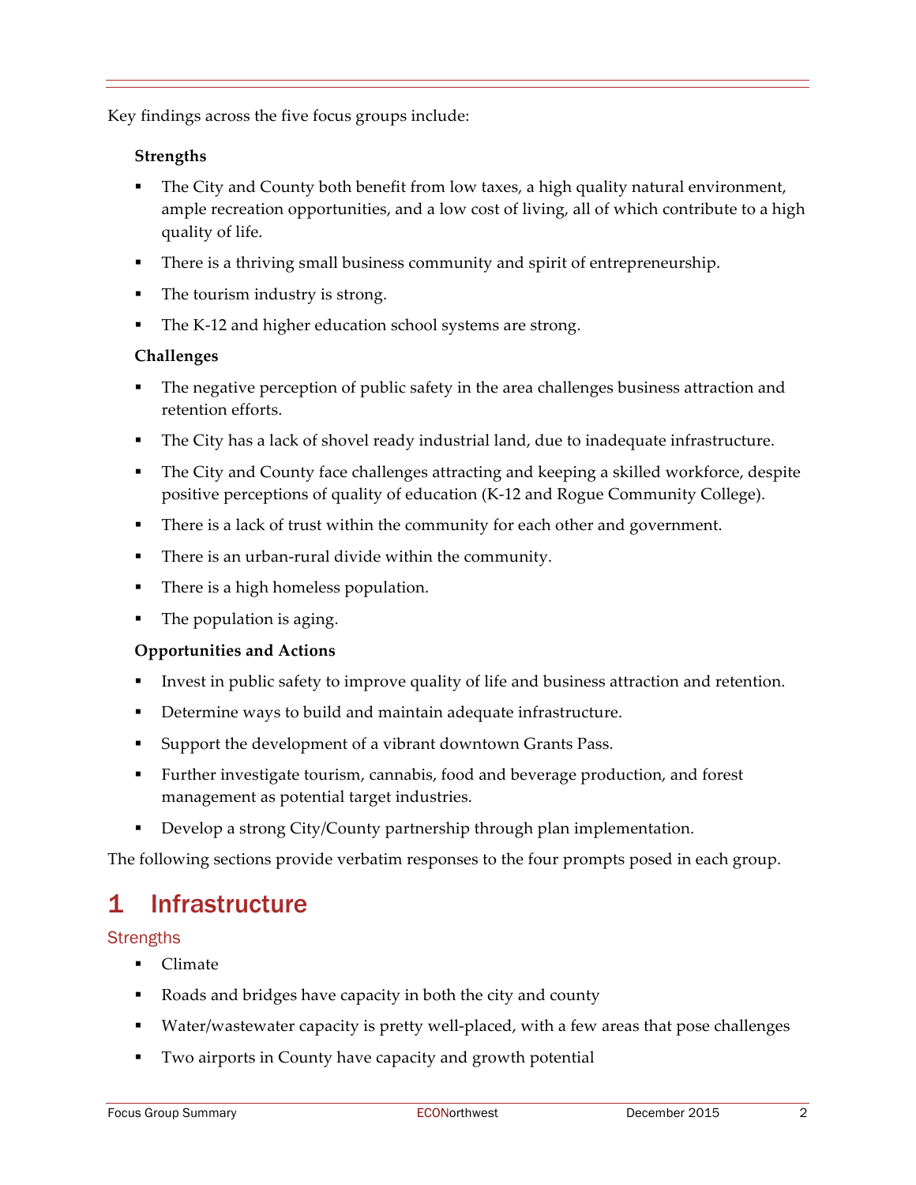Key findings across the five focus groups include:

**Strengths**

- The City and County both benefit from low taxes, a high quality natural environment, ample recreation opportunities, and a low cost of living, all of which contribute to a high quality of life.
- There is a thriving small business community and spirit of entrepreneurship.
- The tourism industry is strong.
- The K-12 and higher education school systems are strong.

**Challenges**

- The negative perception of public safety in the area challenges business attraction and retention efforts.
- The City has a lack of shovel ready industrial land, due to inadequate infrastructure.
- The City and County face challenges attracting and keeping a skilled workforce, despite positive perceptions of quality of education (K-12 and Rogue Community College).
- There is a lack of trust within the community for each other and government.
- There is an urban-rural divide within the community.
- There is a high homeless population.
- The population is aging.

**Opportunities and Actions**

- Invest in public safety to improve quality of life and business attraction and retention.
- Determine ways to build and maintain adequate infrastructure.
- Support the development of a vibrant downtown Grants Pass.
- Further investigate tourism, cannabis, food and beverage production, and forest management as potential target industries.
- Develop a strong City/County partnership through plan implementation.

The following sections provide verbatim responses to the four prompts posed in each group.

# 1 Infrastructure

## Strengths

- Climate
- Roads and bridges have capacity in both the city and county
- Water/wastewater capacity is pretty well-placed, with a few areas that pose challenges
- Two airports in County have capacity and growth potential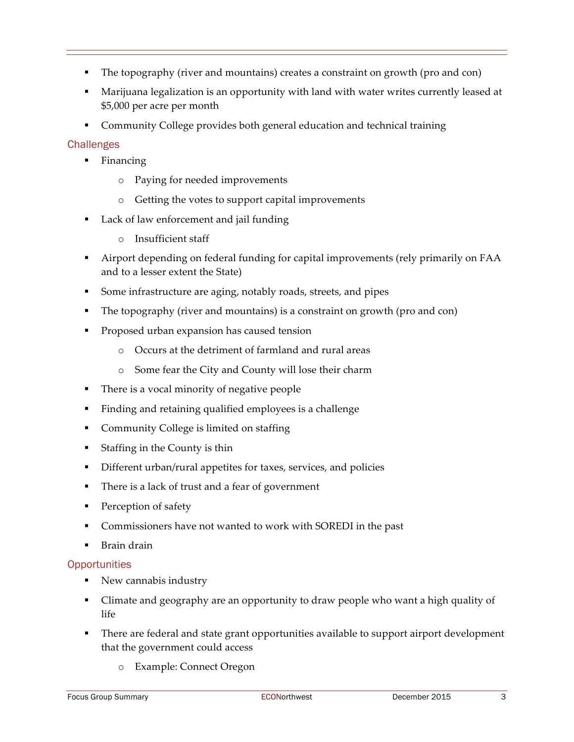- The topography (river and mountains) creates a constraint on growth (pro and con)
- Marijuana legalization is an opportunity with land with water writes currently leased at $5,000 per acre per month
- Community College provides both general education and technical training

## Challenges

- Financing
  - Paying for needed improvements
  - Getting the votes to support capital improvements
- Lack of law enforcement and jail funding
  - Insufficient staff
- Airport depending on federal funding for capital improvements (rely primarily on FAA and to a lesser extent the State)
- Some infrastructure are aging, notably roads, streets, and pipes
- The topography (river and mountains) is a constraint on growth (pro and con)
- Proposed urban expansion has caused tension
  - Occurs at the detriment of farmland and rural areas
  - Some fear the City and County will lose their charm
- There is a vocal minority of negative people
- Finding and retaining qualified employees is a challenge
- Community College is limited on staffing
- Staffing in the County is thin
- Different urban/rural appetites for taxes, services, and policies
- There is a lack of trust and a fear of government
- Perception of safety
- Commissioners have not wanted to work with SOREDI in the past
- Brain drain

## Opportunities

- New cannabis industry
- Climate and geography are an opportunity to draw people who want a high quality of life
- There are federal and state grant opportunities available to support airport development that the government could access
  - Example: Connect Oregon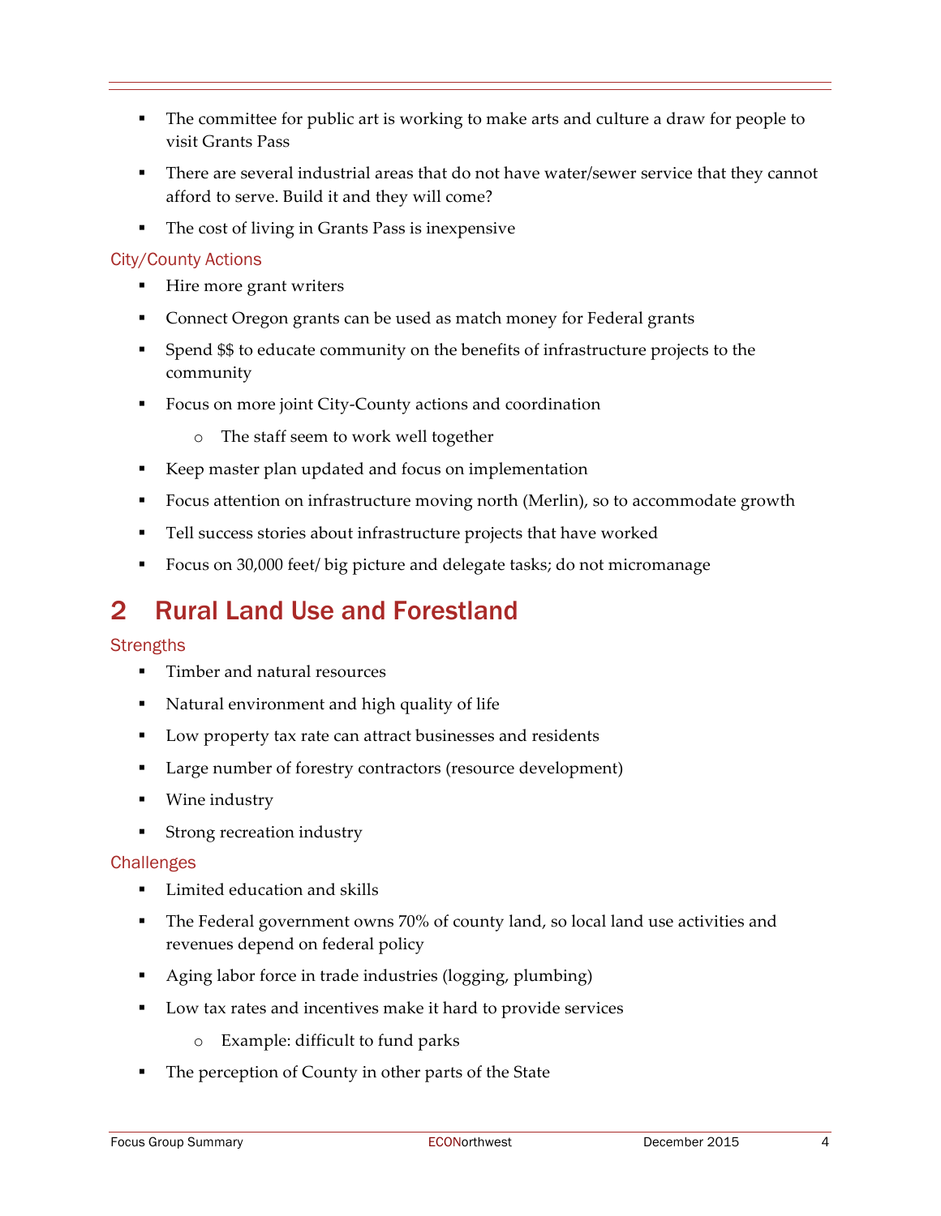- The committee for public art is working to make arts and culture a draw for people to visit Grants Pass
- There are several industrial areas that do not have water/sewer service that they cannot afford to serve. Build it and they will come?
- The cost of living in Grants Pass is inexpensive

### City/County Actions

- Hire more grant writers
- Connect Oregon grants can be used as match money for Federal grants
- Spend $$ to educate community on the benefits of infrastructure projects to the community
- Focus on more joint City-County actions and coordination
  - The staff seem to work well together
- Keep master plan updated and focus on implementation
- Focus attention on infrastructure moving north (Merlin), so to accommodate growth
- Tell success stories about infrastructure projects that have worked
- Focus on 30,000 feet/ big picture and delegate tasks; do not micromanage

## 2 Rural Land Use and Forestland

### Strengths

- Timber and natural resources
- Natural environment and high quality of life
- Low property tax rate can attract businesses and residents
- Large number of forestry contractors (resource development)
- Wine industry
- Strong recreation industry

### Challenges

- Limited education and skills
- The Federal government owns 70% of county land, so local land use activities and revenues depend on federal policy
- Aging labor force in trade industries (logging, plumbing)
- Low tax rates and incentives make it hard to provide services
  - Example: difficult to fund parks
- The perception of County in other parts of the State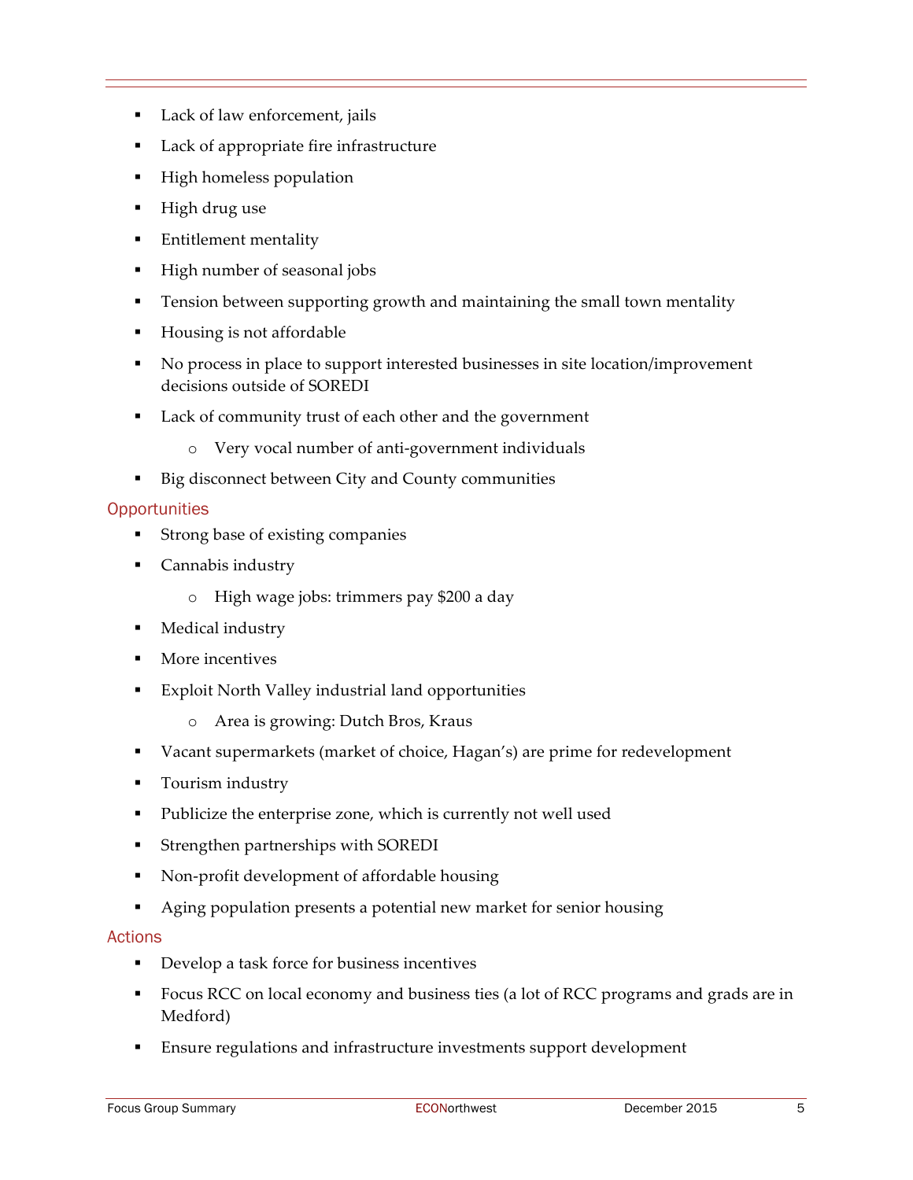- Lack of law enforcement, jails
- Lack of appropriate fire infrastructure
- High homeless population
- High drug use
- Entitlement mentality
- High number of seasonal jobs
- Tension between supporting growth and maintaining the small town mentality
- Housing is not affordable
- No process in place to support interested businesses in site location/improvement decisions outside of SOREDI
- Lack of community trust of each other and the government
    - Very vocal number of anti-government individuals
- Big disconnect between City and County communities

### Opportunities

- Strong base of existing companies
- Cannabis industry
    - High wage jobs: trimmers pay $200 a day
- Medical industry
- More incentives
- Exploit North Valley industrial land opportunities
    - Area is growing: Dutch Bros, Kraus
- Vacant supermarkets (market of choice, Hagan's) are prime for redevelopment
- Tourism industry
- Publicize the enterprise zone, which is currently not well used
- Strengthen partnerships with SOREDI
- Non-profit development of affordable housing
- Aging population presents a potential new market for senior housing

### Actions

- Develop a task force for business incentives
- Focus RCC on local economy and business ties (a lot of RCC programs and grads are in Medford)
- Ensure regulations and infrastructure investments support development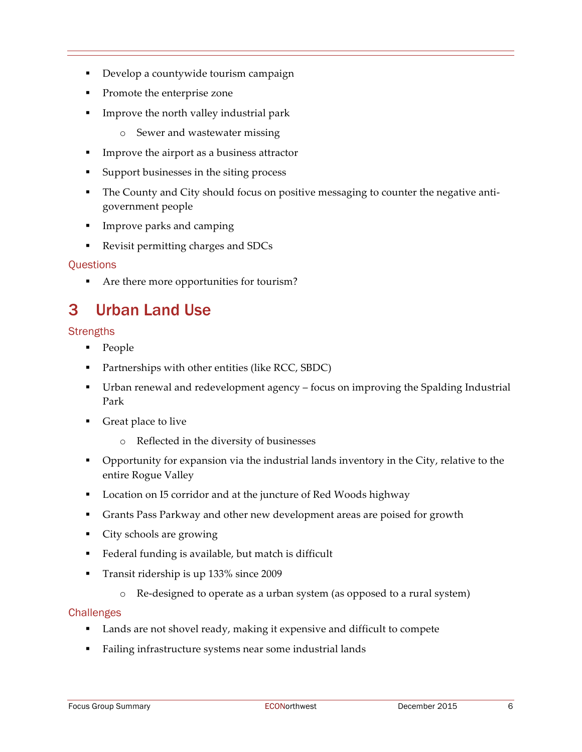- Develop a countywide tourism campaign
- Promote the enterprise zone
- Improve the north valley industrial park
  - Sewer and wastewater missing
- Improve the airport as a business attractor
- Support businesses in the siting process
- The County and City should focus on positive messaging to counter the negative anti-government people
- Improve parks and camping
- Revisit permitting charges and SDCs

### Questions

- Are there more opportunities for tourism?

## 3 Urban Land Use

### Strengths

- People
- Partnerships with other entities (like RCC, SBDC)
- Urban renewal and redevelopment agency – focus on improving the Spalding Industrial Park
- Great place to live
  - Reflected in the diversity of businesses
- Opportunity for expansion via the industrial lands inventory in the City, relative to the entire Rogue Valley
- Location on I5 corridor and at the juncture of Red Woods highway
- Grants Pass Parkway and other new development areas are poised for growth
- City schools are growing
- Federal funding is available, but match is difficult
- Transit ridership is up 133% since 2009
  - Re-designed to operate as a urban system (as opposed to a rural system)

### Challenges

- Lands are not shovel ready, making it expensive and difficult to compete
- Failing infrastructure systems near some industrial lands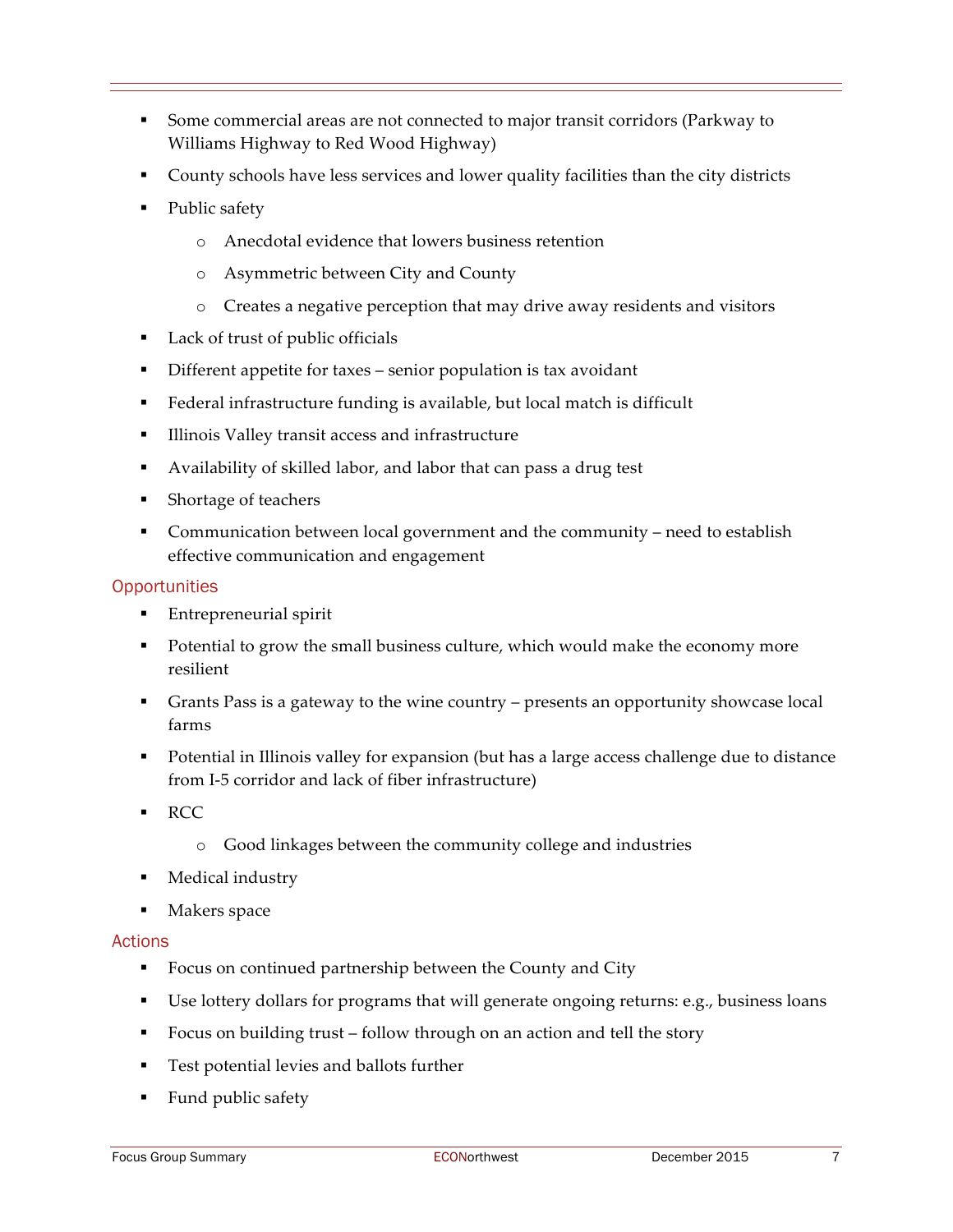- Some commercial areas are not connected to major transit corridors (Parkway to Williams Highway to Red Wood Highway)
- County schools have less services and lower quality facilities than the city districts
- Public safety
    - Anecdotal evidence that lowers business retention
    - Asymmetric between City and County
    - Creates a negative perception that may drive away residents and visitors
- Lack of trust of public officials
- Different appetite for taxes – senior population is tax avoidant
- Federal infrastructure funding is available, but local match is difficult
- Illinois Valley transit access and infrastructure
- Availability of skilled labor, and labor that can pass a drug test
- Shortage of teachers
- Communication between local government and the community – need to establish effective communication and engagement

## Opportunities

- Entrepreneurial spirit
- Potential to grow the small business culture, which would make the economy more resilient
- Grants Pass is a gateway to the wine country – presents an opportunity showcase local farms
- Potential in Illinois valley for expansion (but has a large access challenge due to distance from I-5 corridor and lack of fiber infrastructure)
- RCC
    - Good linkages between the community college and industries
- Medical industry
- Makers space

## Actions

- Focus on continued partnership between the County and City
- Use lottery dollars for programs that will generate ongoing returns: e.g., business loans
- Focus on building trust – follow through on an action and tell the story
- Test potential levies and ballots further
- Fund public safety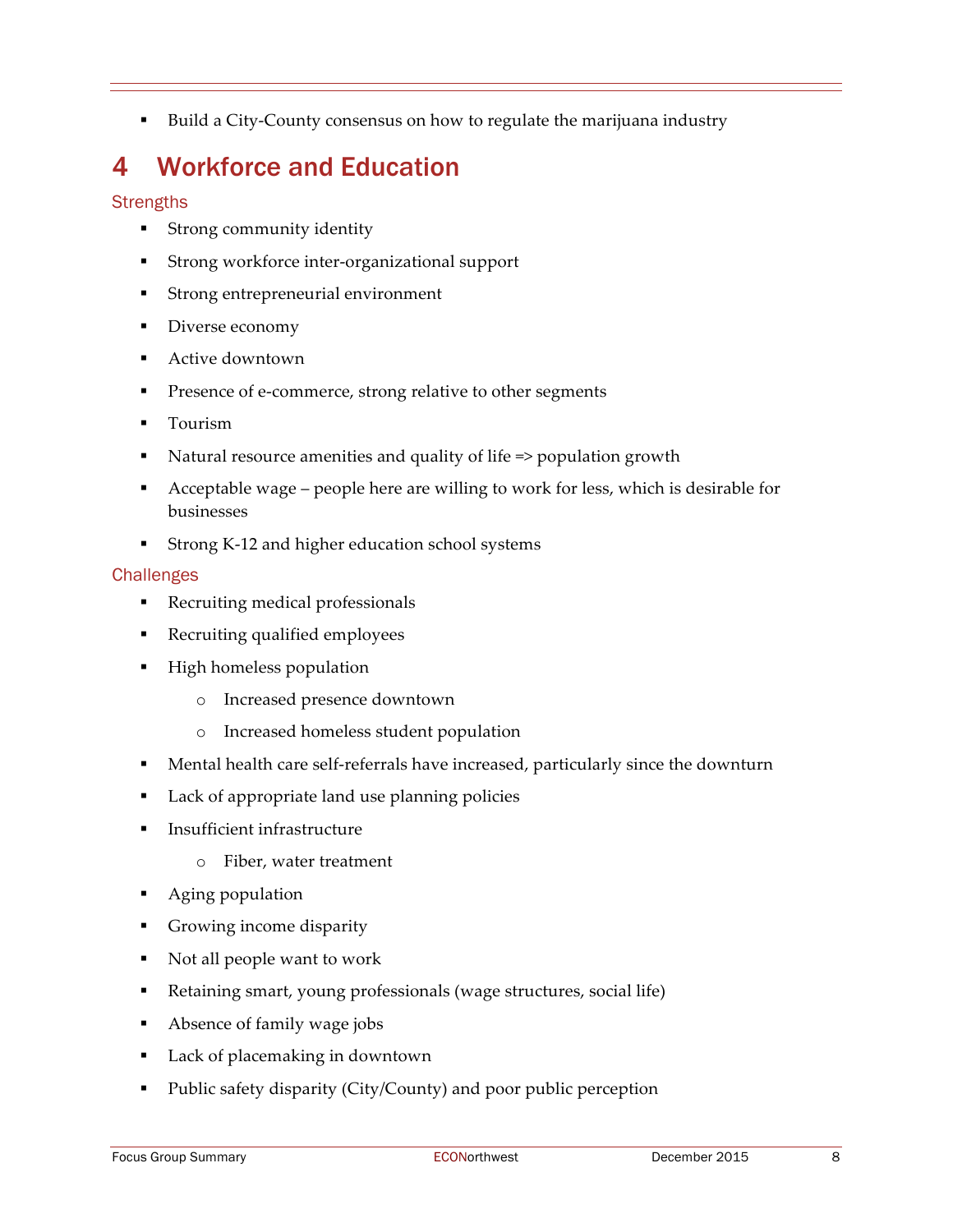- Build a City-County consensus on how to regulate the marijuana industry

# 4 Workforce and Education

## Strengths

- Strong community identity
- Strong workforce inter-organizational support
- Strong entrepreneurial environment
- Diverse economy
- Active downtown
- Presence of e-commerce, strong relative to other segments
- Tourism
- Natural resource amenities and quality of life => population growth
- Acceptable wage – people here are willing to work for less, which is desirable for businesses
- Strong K-12 and higher education school systems

## Challenges

- Recruiting medical professionals
- Recruiting qualified employees
- High homeless population
    - Increased presence downtown
    - Increased homeless student population
- Mental health care self-referrals have increased, particularly since the downturn
- Lack of appropriate land use planning policies
- Insufficient infrastructure
    - Fiber, water treatment
- Aging population
- Growing income disparity
- Not all people want to work
- Retaining smart, young professionals (wage structures, social life)
- Absence of family wage jobs
- Lack of placemaking in downtown
- Public safety disparity (City/County) and poor public perception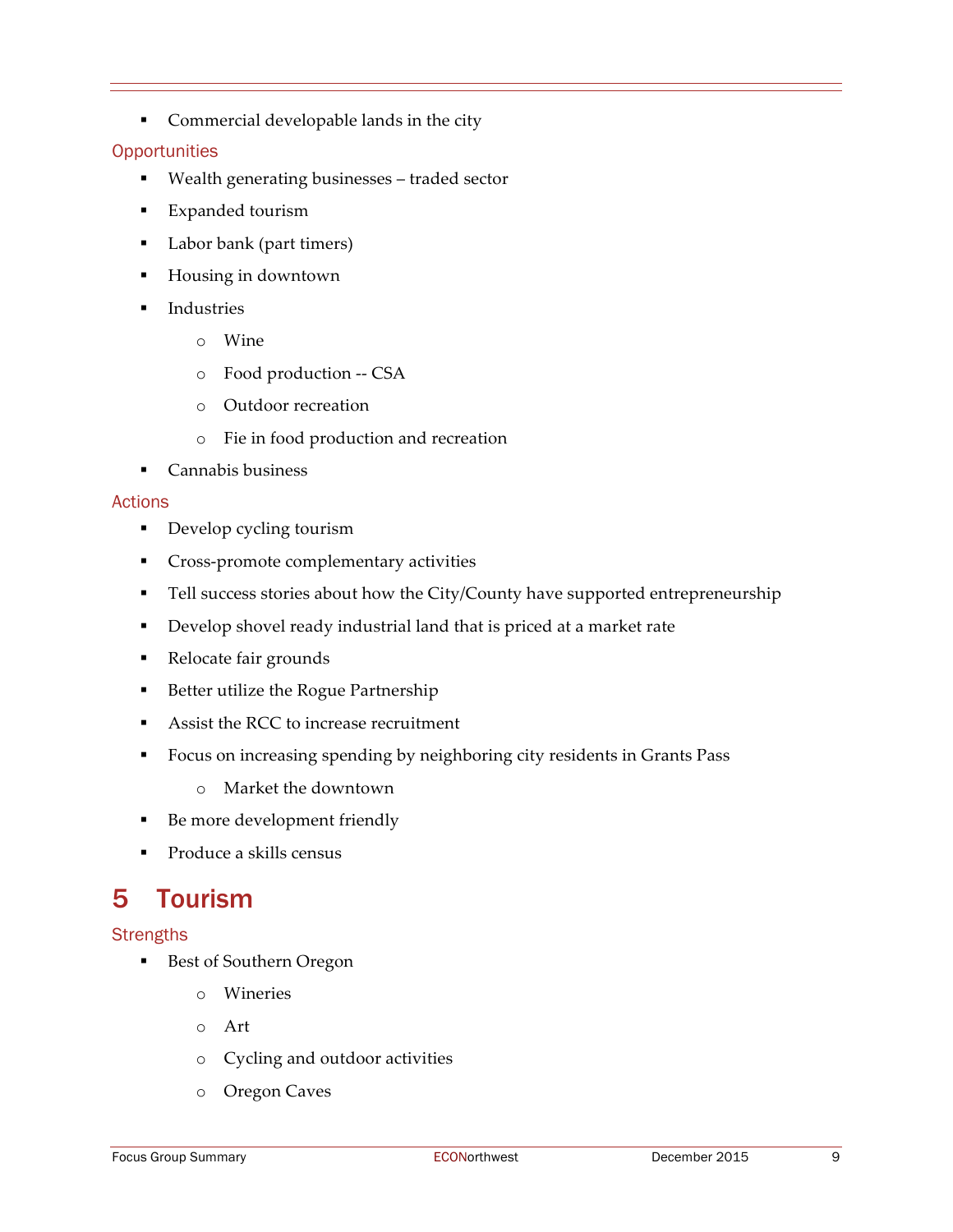- Commercial developable lands in the city

### Opportunities

- Wealth generating businesses – traded sector
- Expanded tourism
- Labor bank (part timers)
- Housing in downtown
- Industries
  - Wine
  - Food production -- CSA
  - Outdoor recreation
  - Fie in food production and recreation
- Cannabis business

### Actions

- Develop cycling tourism
- Cross-promote complementary activities
- Tell success stories about how the City/County have supported entrepreneurship
- Develop shovel ready industrial land that is priced at a market rate
- Relocate fair grounds
- Better utilize the Rogue Partnership
- Assist the RCC to increase recruitment
- Focus on increasing spending by neighboring city residents in Grants Pass
  - Market the downtown
- Be more development friendly
- Produce a skills census

## 5 Tourism

### Strengths

- Best of Southern Oregon
  - Wineries
  - Art
  - Cycling and outdoor activities
  - Oregon Caves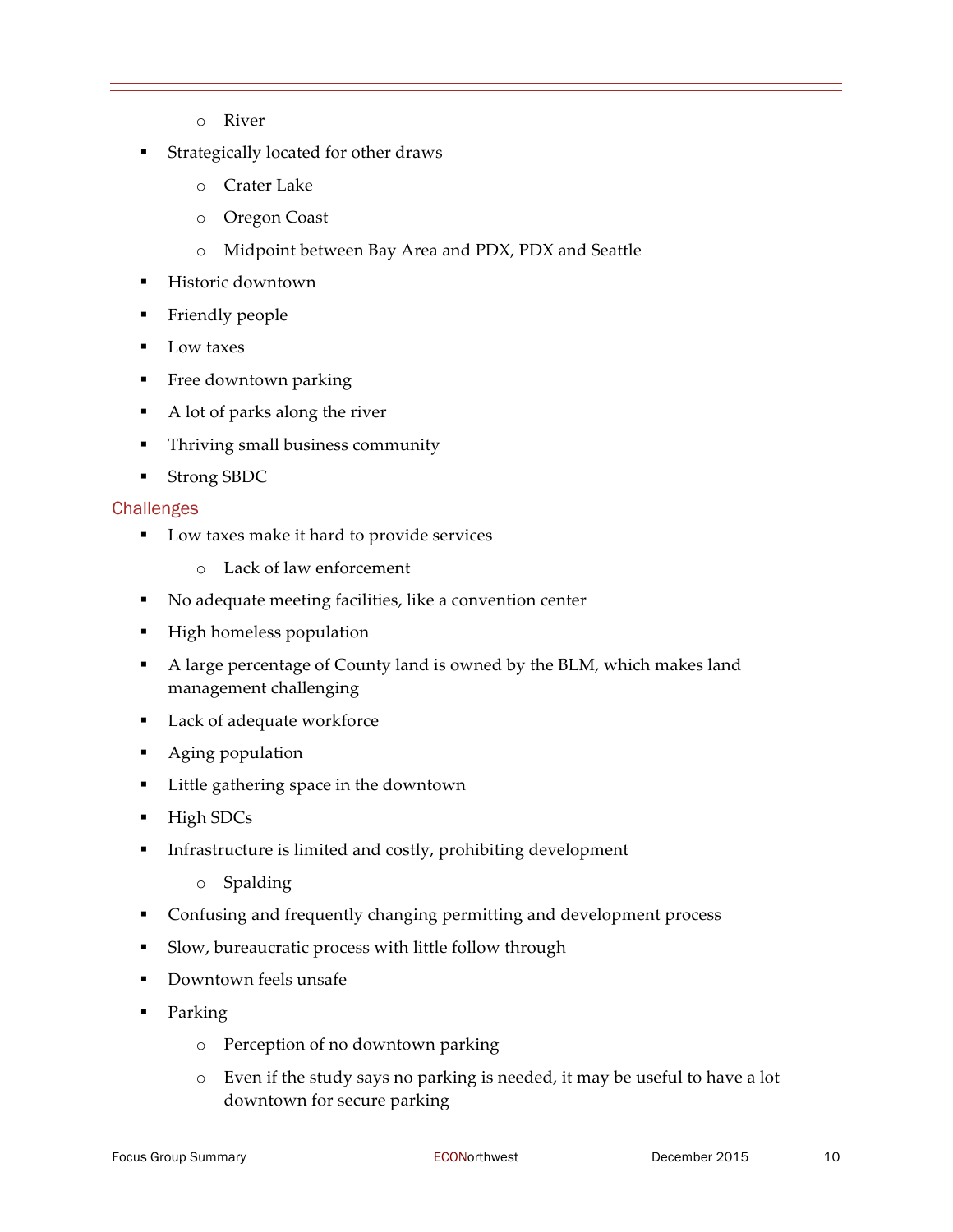- River
- Strategically located for other draws
    - Crater Lake
    - Oregon Coast
    - Midpoint between Bay Area and PDX, PDX and Seattle
- Historic downtown
- Friendly people
- Low taxes
- Free downtown parking
- A lot of parks along the river
- Thriving small business community
- Strong SBDC

### Challenges

- Low taxes make it hard to provide services
    - Lack of law enforcement
- No adequate meeting facilities, like a convention center
- High homeless population
- A large percentage of County land is owned by the BLM, which makes land management challenging
- Lack of adequate workforce
- Aging population
- Little gathering space in the downtown
- High SDCs
- Infrastructure is limited and costly, prohibiting development
    - Spalding
- Confusing and frequently changing permitting and development process
- Slow, bureaucratic process with little follow through
- Downtown feels unsafe
- Parking
    - Perception of no downtown parking
    - Even if the study says no parking is needed, it may be useful to have a lot downtown for secure parking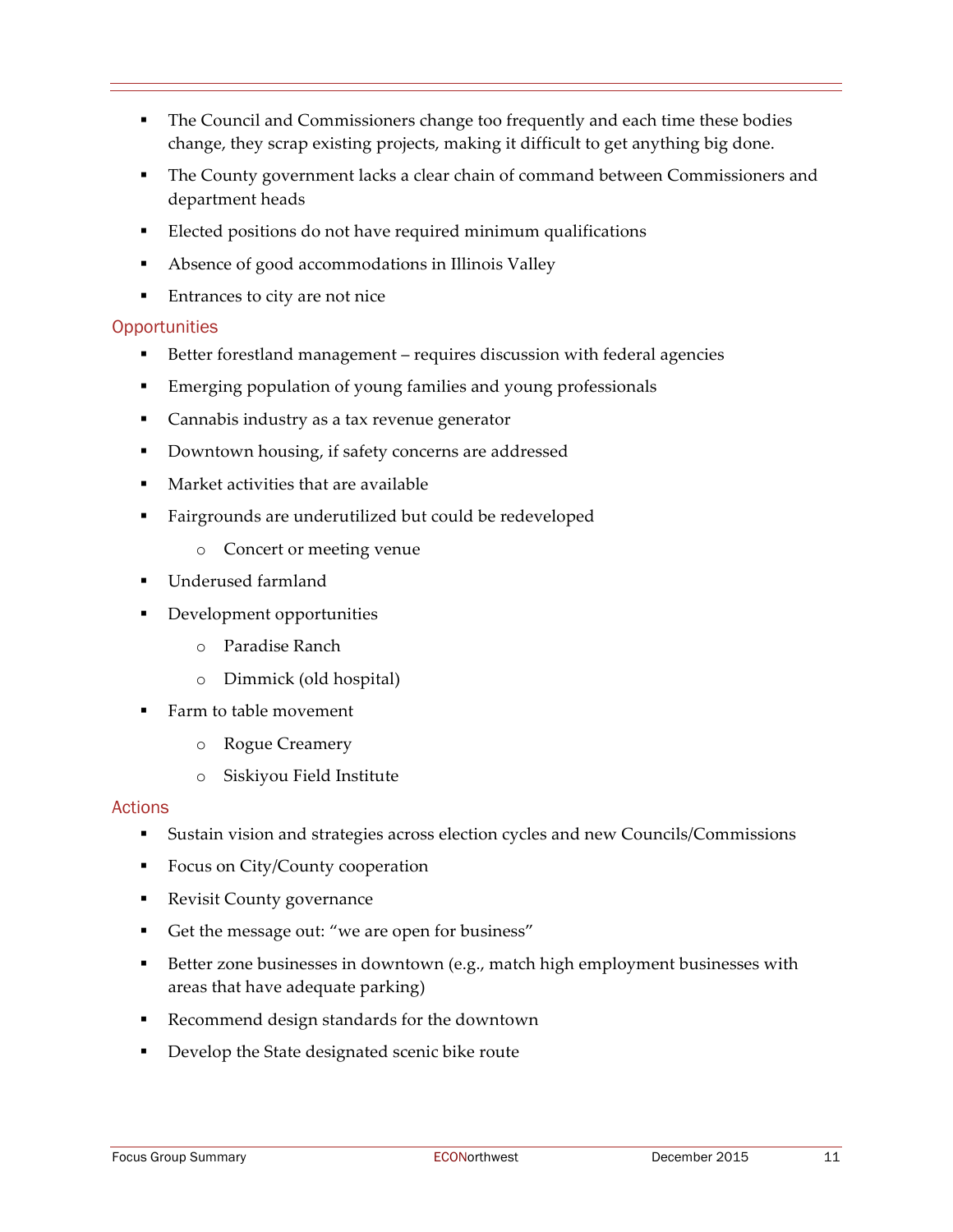- The Council and Commissioners change too frequently and each time these bodies change, they scrap existing projects, making it difficult to get anything big done.
- The County government lacks a clear chain of command between Commissioners and department heads
- Elected positions do not have required minimum qualifications
- Absence of good accommodations in Illinois Valley
- Entrances to city are not nice

### Opportunities

- Better forestland management – requires discussion with federal agencies
- Emerging population of young families and young professionals
- Cannabis industry as a tax revenue generator
- Downtown housing, if safety concerns are addressed
- Market activities that are available
- Fairgrounds are underutilized but could be redeveloped
  - Concert or meeting venue
- Underused farmland
- Development opportunities
  - Paradise Ranch
  - Dimmick (old hospital)
- Farm to table movement
  - Rogue Creamery
  - Siskiyou Field Institute

### Actions

- Sustain vision and strategies across election cycles and new Councils/Commissions
- Focus on City/County cooperation
- Revisit County governance
- Get the message out: "we are open for business"
- Better zone businesses in downtown (e.g., match high employment businesses with areas that have adequate parking)
- Recommend design standards for the downtown
- Develop the State designated scenic bike route